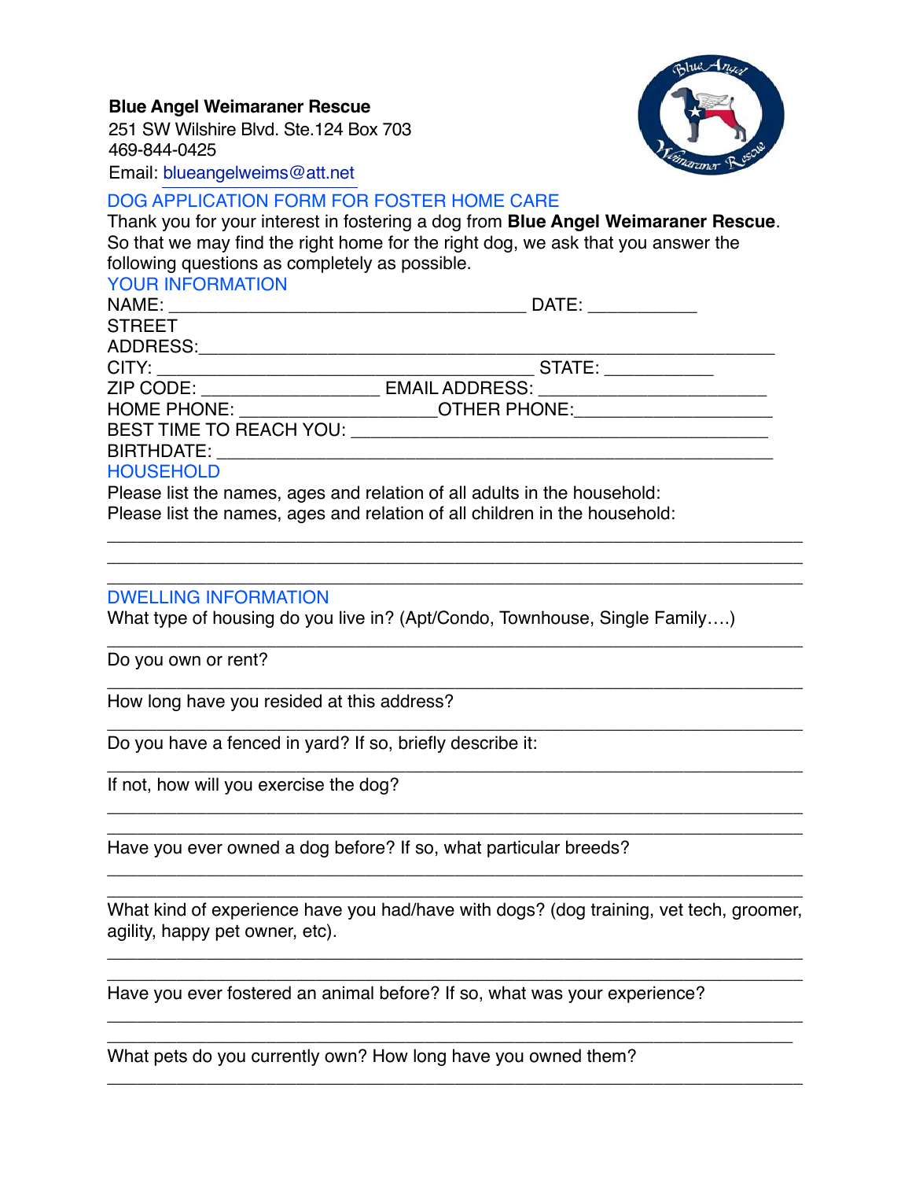**Blue Angel Weimaraner Rescue**
251 SW Wilshire Blvd. Ste.124 Box 703
469-844-0425
Email: blueangelweims@att.net

## DOG APPLICATION FORM FOR FOSTER HOME CARE

Thank you for your interest in fostering a dog from **Blue Angel Weimaraner Rescue**. So that we may find the right home for the right dog, we ask that you answer the following questions as completely as possible.

### YOUR INFORMATION

NAME: ____________________________________ DATE: ___________

STREET ADDRESS:__________________________________________________________

CITY: ______________________________________ STATE: ___________

ZIP CODE: __________________ EMAIL ADDRESS: _______________________

HOME PHONE: ___________________OTHER PHONE:____________________

BEST TIME TO REACH YOU: ___________________________________________

BIRTHDATE: ________________________________________________________

### HOUSEHOLD

Please list the names, ages and relation of all adults in the household:

Please list the names, ages and relation of all children in the household:

______________________________________________________________________

______________________________________________________________________

______________________________________________________________________

### DWELLING INFORMATION

What type of housing do you live in? (Apt/Condo, Townhouse, Single Family….)

______________________________________________________________________

Do you own or rent?

______________________________________________________________________

How long have you resided at this address?

______________________________________________________________________

Do you have a fenced in yard? If so, briefly describe it:

______________________________________________________________________

If not, how will you exercise the dog?

______________________________________________________________________

______________________________________________________________________

Have you ever owned a dog before? If so, what particular breeds?

______________________________________________________________________

______________________________________________________________________

What kind of experience have you had/have with dogs? (dog training, vet tech, groomer, agility, happy pet owner, etc).

______________________________________________________________________

______________________________________________________________________

Have you ever fostered an animal before? If so, what was your experience?

______________________________________________________________________

______________________________________________________________________

What pets do you currently own? How long have you owned them?

______________________________________________________________________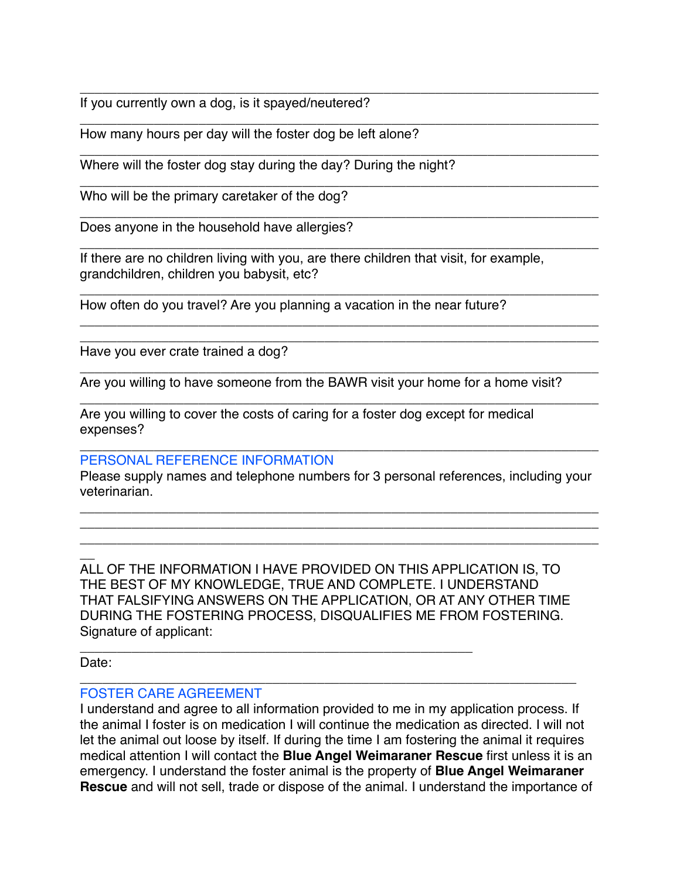If you currently own a dog, is it spayed/neutered?

How many hours per day will the foster dog be left alone?

Where will the foster dog stay during the day? During the night?

Who will be the primary caretaker of the dog?

Does anyone in the household have allergies?

If there are no children living with you, are there children that visit, for example, grandchildren, children you babysit, etc?

How often do you travel? Are you planning a vacation in the near future?

Have you ever crate trained a dog?

Are you willing to have someone from the BAWR visit your home for a home visit?

Are you willing to cover the costs of caring for a foster dog except for medical expenses?

## PERSONAL REFERENCE INFORMATION

Please supply names and telephone numbers for 3 personal references, including your veterinarian.

ALL OF THE INFORMATION I HAVE PROVIDED ON THIS APPLICATION IS, TO THE BEST OF MY KNOWLEDGE, TRUE AND COMPLETE. I UNDERSTAND THAT FALSIFYING ANSWERS ON THE APPLICATION, OR AT ANY OTHER TIME DURING THE FOSTERING PROCESS, DISQUALIFIES ME FROM FOSTERING.

Signature of applicant:

Date:

## FOSTER CARE AGREEMENT

I understand and agree to all information provided to me in my application process. If the animal I foster is on medication I will continue the medication as directed. I will not let the animal out loose by itself. If during the time I am fostering the animal it requires medical attention I will contact the **Blue Angel Weimaraner Rescue** first unless it is an emergency. I understand the foster animal is the property of **Blue Angel Weimaraner Rescue** and will not sell, trade or dispose of the animal. I understand the importance of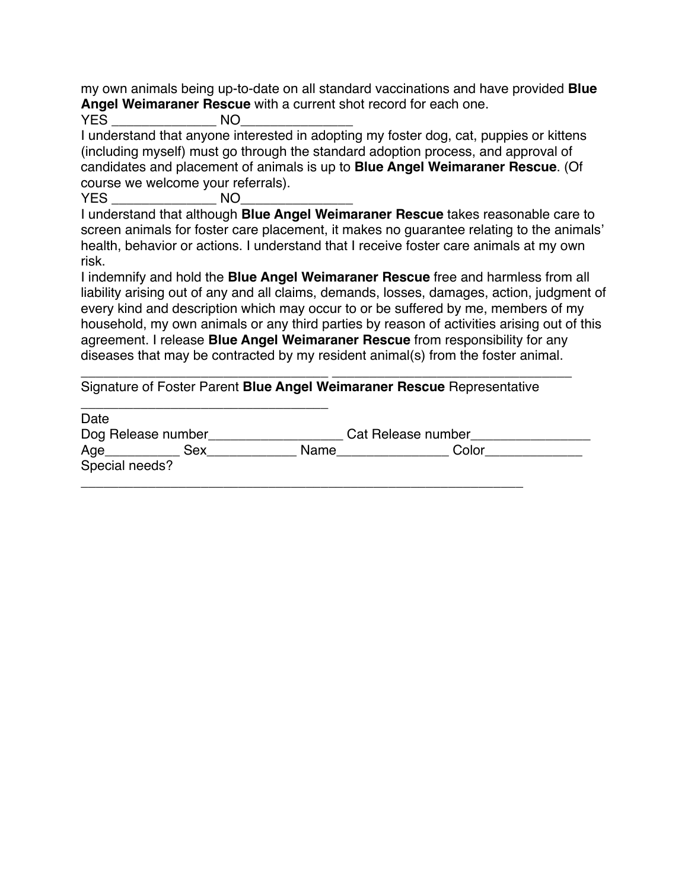my own animals being up-to-date on all standard vaccinations and have provided **Blue Angel Weimaraner Rescue** with a current shot record for each one.

YES ______________ NO_______________

I understand that anyone interested in adopting my foster dog, cat, puppies or kittens (including myself) must go through the standard adoption process, and approval of candidates and placement of animals is up to **Blue Angel Weimaraner Rescue**. (Of course we welcome your referrals).

YES ______________ NO_______________

I understand that although **Blue Angel Weimaraner Rescue** takes reasonable care to screen animals for foster care placement, it makes no guarantee relating to the animals' health, behavior or actions. I understand that I receive foster care animals at my own risk.

I indemnify and hold the **Blue Angel Weimaraner Rescue** free and harmless from all liability arising out of any and all claims, demands, losses, damages, action, judgment of every kind and description which may occur to or be suffered by me, members of my household, my own animals or any third parties by reason of activities arising out of this agreement. I release **Blue Angel Weimaraner Rescue** from responsibility for any diseases that may be contracted by my resident animal(s) from the foster animal.

_________________________________ ________________________________

Signature of Foster Parent **Blue Angel Weimaraner Rescue** Representative

_________________________________

Date

Dog Release number_________________ Cat Release number_______________

Age__________ Sex____________ Name_______________ Color_____________

Special needs?

___________________________________________________________